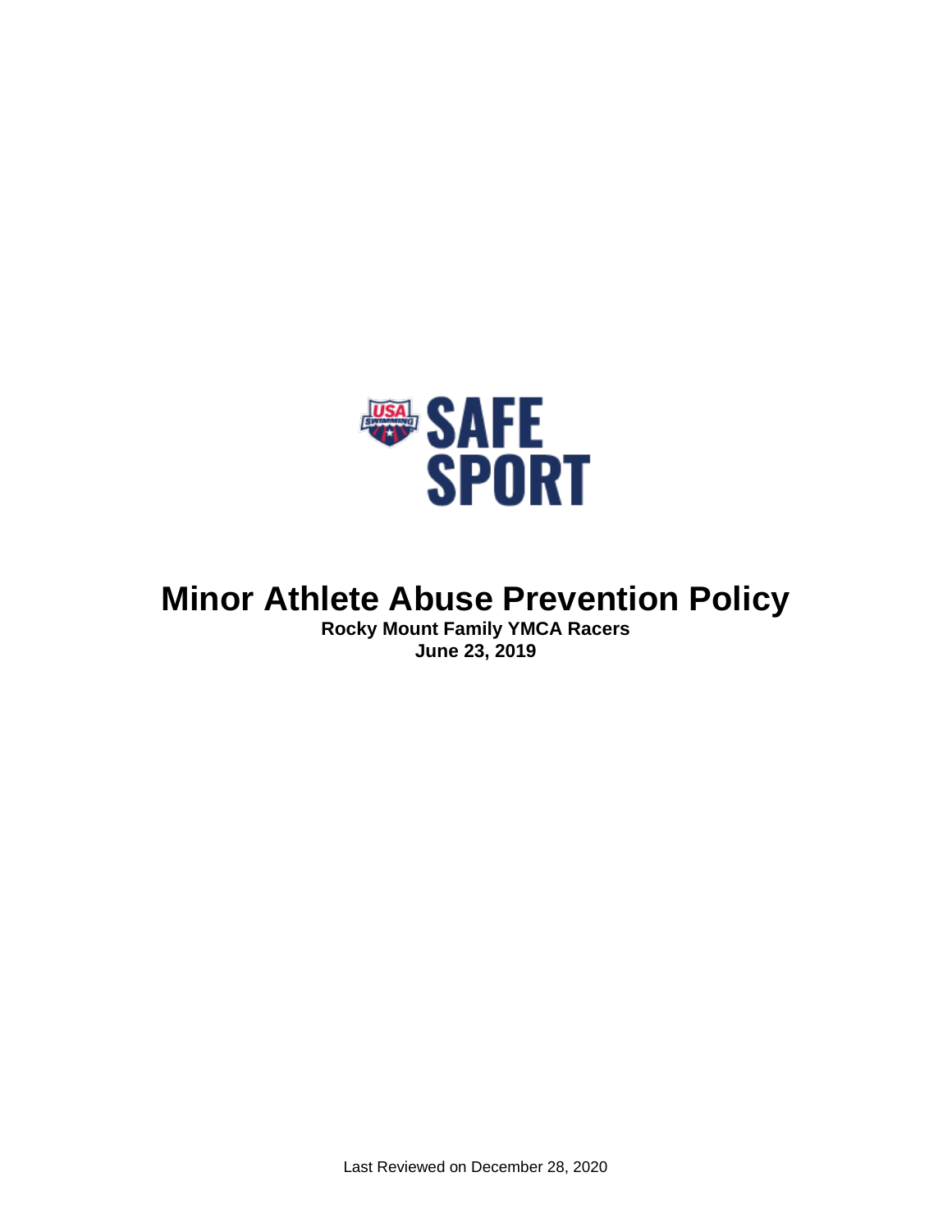USA SWIMMING SAFE SPORT

# Minor Athlete Abuse Prevention Policy

**Rocky Mount Family YMCA Racers**
**June 23, 2019**

Last Reviewed on December 28, 2020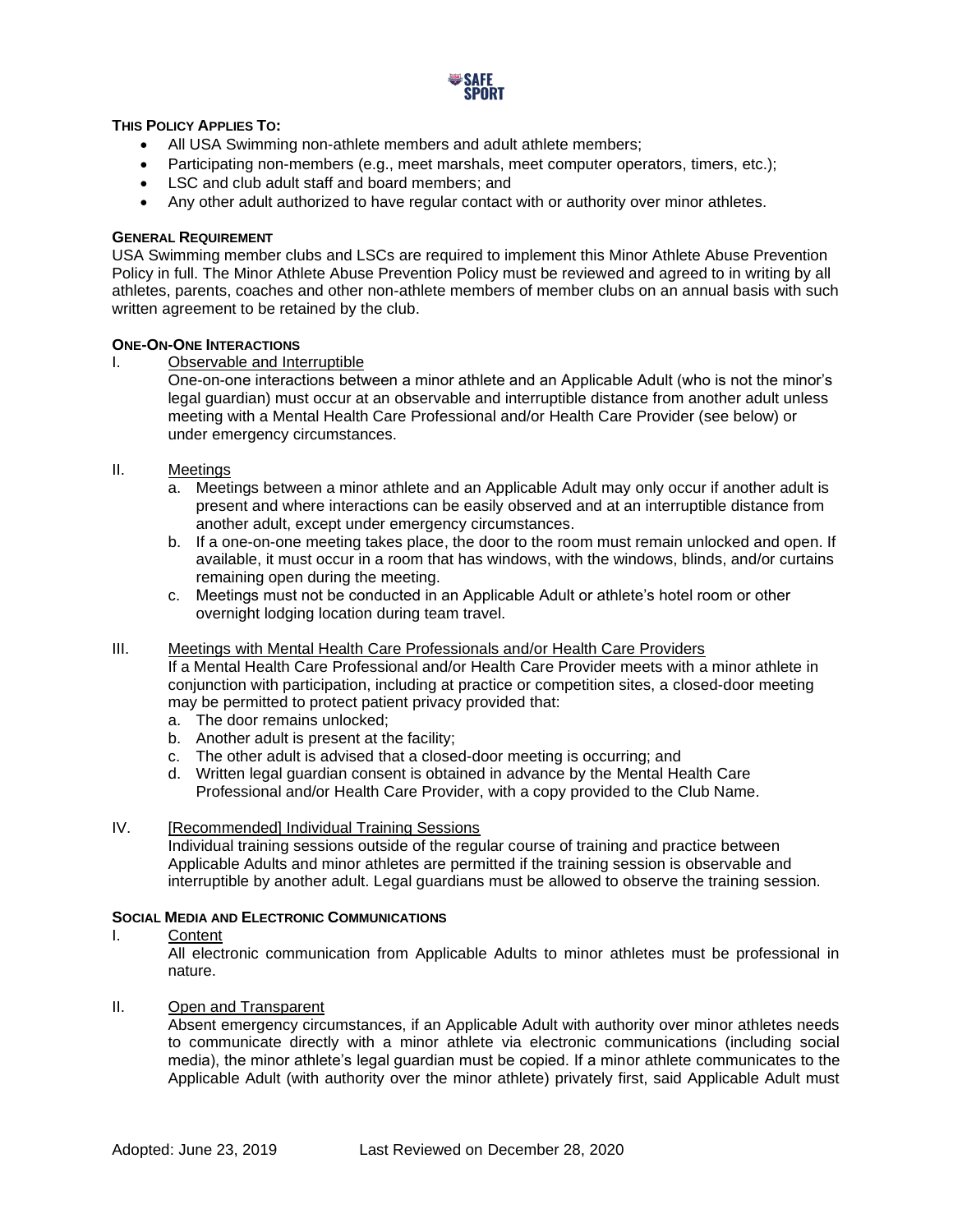**THIS POLICY APPLIES TO:**

- All USA Swimming non-athlete members and adult athlete members;
- Participating non-members (e.g., meet marshals, meet computer operators, timers, etc.);
- LSC and club adult staff and board members; and
- Any other adult authorized to have regular contact with or authority over minor athletes.

**GENERAL REQUIREMENT**

USA Swimming member clubs and LSCs are required to implement this Minor Athlete Abuse Prevention Policy in full. The Minor Athlete Abuse Prevention Policy must be reviewed and agreed to in writing by all athletes, parents, coaches and other non-athlete members of member clubs on an annual basis with such written agreement to be retained by the club.

**ONE-ON-ONE INTERACTIONS**

I. Observable and Interruptible

One-on-one interactions between a minor athlete and an Applicable Adult (who is not the minor's legal guardian) must occur at an observable and interruptible distance from another adult unless meeting with a Mental Health Care Professional and/or Health Care Provider (see below) or under emergency circumstances.

II. Meetings

a. Meetings between a minor athlete and an Applicable Adult may only occur if another adult is present and where interactions can be easily observed and at an interruptible distance from another adult, except under emergency circumstances.
b. If a one-on-one meeting takes place, the door to the room must remain unlocked and open. If available, it must occur in a room that has windows, with the windows, blinds, and/or curtains remaining open during the meeting.
c. Meetings must not be conducted in an Applicable Adult or athlete's hotel room or other overnight lodging location during team travel.

III. Meetings with Mental Health Care Professionals and/or Health Care Providers

If a Mental Health Care Professional and/or Health Care Provider meets with a minor athlete in conjunction with participation, including at practice or competition sites, a closed-door meeting may be permitted to protect patient privacy provided that:

a. The door remains unlocked;
b. Another adult is present at the facility;
c. The other adult is advised that a closed-door meeting is occurring; and
d. Written legal guardian consent is obtained in advance by the Mental Health Care Professional and/or Health Care Provider, with a copy provided to the Club Name.

IV. [Recommended] Individual Training Sessions

Individual training sessions outside of the regular course of training and practice between Applicable Adults and minor athletes are permitted if the training session is observable and interruptible by another adult. Legal guardians must be allowed to observe the training session.

**SOCIAL MEDIA AND ELECTRONIC COMMUNICATIONS**

I. Content

All electronic communication from Applicable Adults to minor athletes must be professional in nature.

II. Open and Transparent

Absent emergency circumstances, if an Applicable Adult with authority over minor athletes needs to communicate directly with a minor athlete via electronic communications (including social media), the minor athlete's legal guardian must be copied. If a minor athlete communicates to the Applicable Adult (with authority over the minor athlete) privately first, said Applicable Adult must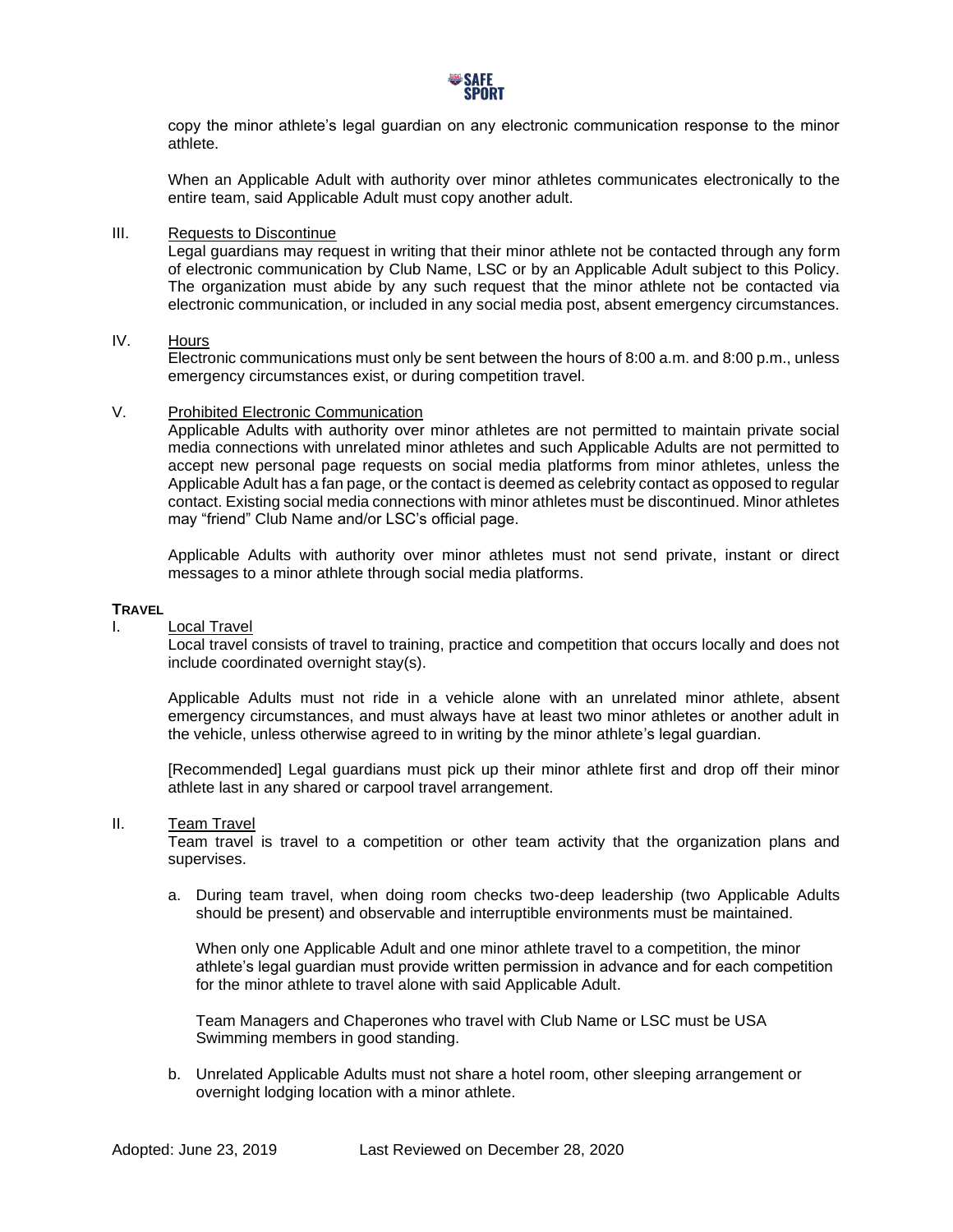copy the minor athlete's legal guardian on any electronic communication response to the minor athlete.

When an Applicable Adult with authority over minor athletes communicates electronically to the entire team, said Applicable Adult must copy another adult.

III. Requests to Discontinue

Legal guardians may request in writing that their minor athlete not be contacted through any form of electronic communication by Club Name, LSC or by an Applicable Adult subject to this Policy. The organization must abide by any such request that the minor athlete not be contacted via electronic communication, or included in any social media post, absent emergency circumstances.

IV. Hours

Electronic communications must only be sent between the hours of 8:00 a.m. and 8:00 p.m., unless emergency circumstances exist, or during competition travel.

V. Prohibited Electronic Communication

Applicable Adults with authority over minor athletes are not permitted to maintain private social media connections with unrelated minor athletes and such Applicable Adults are not permitted to accept new personal page requests on social media platforms from minor athletes, unless the Applicable Adult has a fan page, or the contact is deemed as celebrity contact as opposed to regular contact. Existing social media connections with minor athletes must be discontinued. Minor athletes may "friend" Club Name and/or LSC's official page.

Applicable Adults with authority over minor athletes must not send private, instant or direct messages to a minor athlete through social media platforms.

## TRAVEL

I. Local Travel

Local travel consists of travel to training, practice and competition that occurs locally and does not include coordinated overnight stay(s).

Applicable Adults must not ride in a vehicle alone with an unrelated minor athlete, absent emergency circumstances, and must always have at least two minor athletes or another adult in the vehicle, unless otherwise agreed to in writing by the minor athlete's legal guardian.

[Recommended] Legal guardians must pick up their minor athlete first and drop off their minor athlete last in any shared or carpool travel arrangement.

II. Team Travel

Team travel is travel to a competition or other team activity that the organization plans and supervises.

a. During team travel, when doing room checks two-deep leadership (two Applicable Adults should be present) and observable and interruptible environments must be maintained.

   When only one Applicable Adult and one minor athlete travel to a competition, the minor athlete's legal guardian must provide written permission in advance and for each competition for the minor athlete to travel alone with said Applicable Adult.

   Team Managers and Chaperones who travel with Club Name or LSC must be USA Swimming members in good standing.

b. Unrelated Applicable Adults must not share a hotel room, other sleeping arrangement or overnight lodging location with a minor athlete.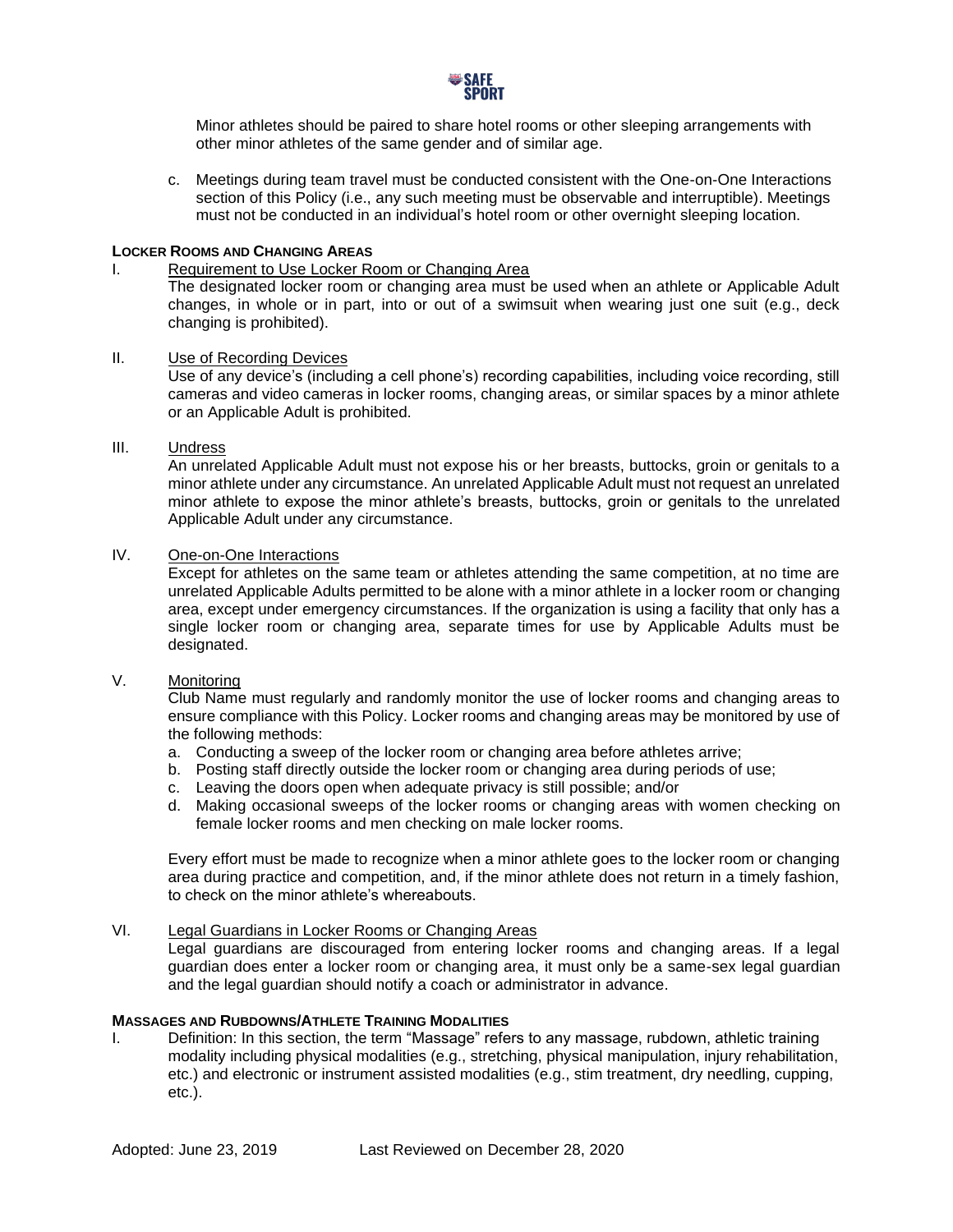Minor athletes should be paired to share hotel rooms or other sleeping arrangements with other minor athletes of the same gender and of similar age.

c. Meetings during team travel must be conducted consistent with the One-on-One Interactions section of this Policy (i.e., any such meeting must be observable and interruptible). Meetings must not be conducted in an individual's hotel room or other overnight sleeping location.

**LOCKER ROOMS AND CHANGING AREAS**

I. Requirement to Use Locker Room or Changing Area

The designated locker room or changing area must be used when an athlete or Applicable Adult changes, in whole or in part, into or out of a swimsuit when wearing just one suit (e.g., deck changing is prohibited).

II. Use of Recording Devices

Use of any device's (including a cell phone's) recording capabilities, including voice recording, still cameras and video cameras in locker rooms, changing areas, or similar spaces by a minor athlete or an Applicable Adult is prohibited.

III. Undress

An unrelated Applicable Adult must not expose his or her breasts, buttocks, groin or genitals to a minor athlete under any circumstance. An unrelated Applicable Adult must not request an unrelated minor athlete to expose the minor athlete's breasts, buttocks, groin or genitals to the unrelated Applicable Adult under any circumstance.

IV. One-on-One Interactions

Except for athletes on the same team or athletes attending the same competition, at no time are unrelated Applicable Adults permitted to be alone with a minor athlete in a locker room or changing area, except under emergency circumstances. If the organization is using a facility that only has a single locker room or changing area, separate times for use by Applicable Adults must be designated.

V. Monitoring

Club Name must regularly and randomly monitor the use of locker rooms and changing areas to ensure compliance with this Policy. Locker rooms and changing areas may be monitored by use of the following methods:

a. Conducting a sweep of the locker room or changing area before athletes arrive;
b. Posting staff directly outside the locker room or changing area during periods of use;
c. Leaving the doors open when adequate privacy is still possible; and/or
d. Making occasional sweeps of the locker rooms or changing areas with women checking on female locker rooms and men checking on male locker rooms.

Every effort must be made to recognize when a minor athlete goes to the locker room or changing area during practice and competition, and, if the minor athlete does not return in a timely fashion, to check on the minor athlete's whereabouts.

VI. Legal Guardians in Locker Rooms or Changing Areas

Legal guardians are discouraged from entering locker rooms and changing areas. If a legal guardian does enter a locker room or changing area, it must only be a same-sex legal guardian and the legal guardian should notify a coach or administrator in advance.

**MASSAGES AND RUBDOWNS/ATHLETE TRAINING MODALITIES**

I. Definition: In this section, the term "Massage" refers to any massage, rubdown, athletic training modality including physical modalities (e.g., stretching, physical manipulation, injury rehabilitation, etc.) and electronic or instrument assisted modalities (e.g., stim treatment, dry needling, cupping, etc.).

Adopted: June 23, 2019 Last Reviewed on December 28, 2020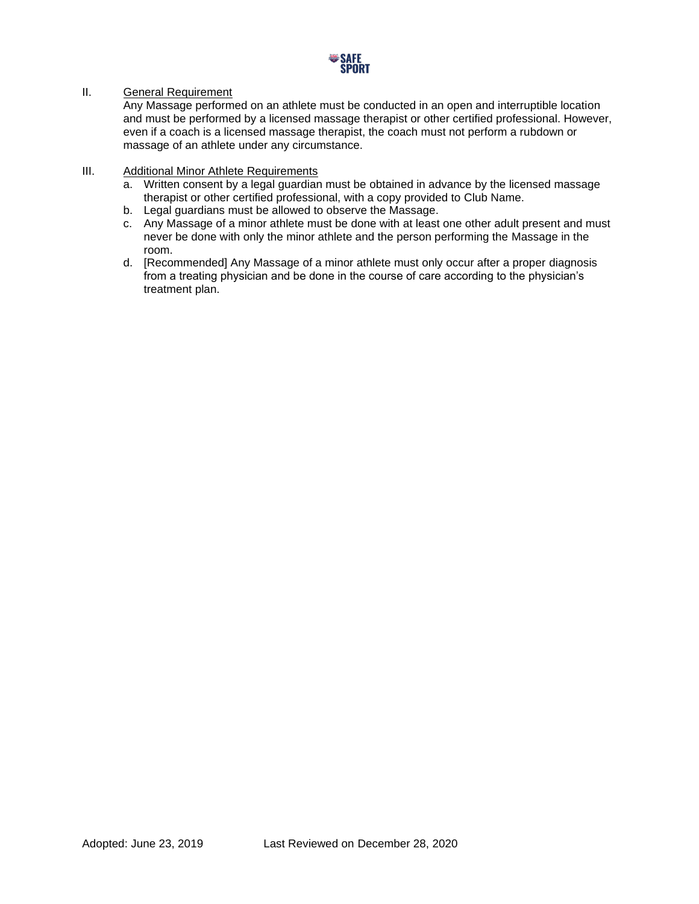II. <u>General Requirement</u>

Any Massage performed on an athlete must be conducted in an open and interruptible location and must be performed by a licensed massage therapist or other certified professional. However, even if a coach is a licensed massage therapist, the coach must not perform a rubdown or massage of an athlete under any circumstance.

III. <u>Additional Minor Athlete Requirements</u>

a. Written consent by a legal guardian must be obtained in advance by the licensed massage therapist or other certified professional, with a copy provided to Club Name.
b. Legal guardians must be allowed to observe the Massage.
c. Any Massage of a minor athlete must be done with at least one other adult present and must never be done with only the minor athlete and the person performing the Massage in the room.
d. [Recommended] Any Massage of a minor athlete must only occur after a proper diagnosis from a treating physician and be done in the course of care according to the physician's treatment plan.

Adopted: June 23, 2019 Last Reviewed on December 28, 2020